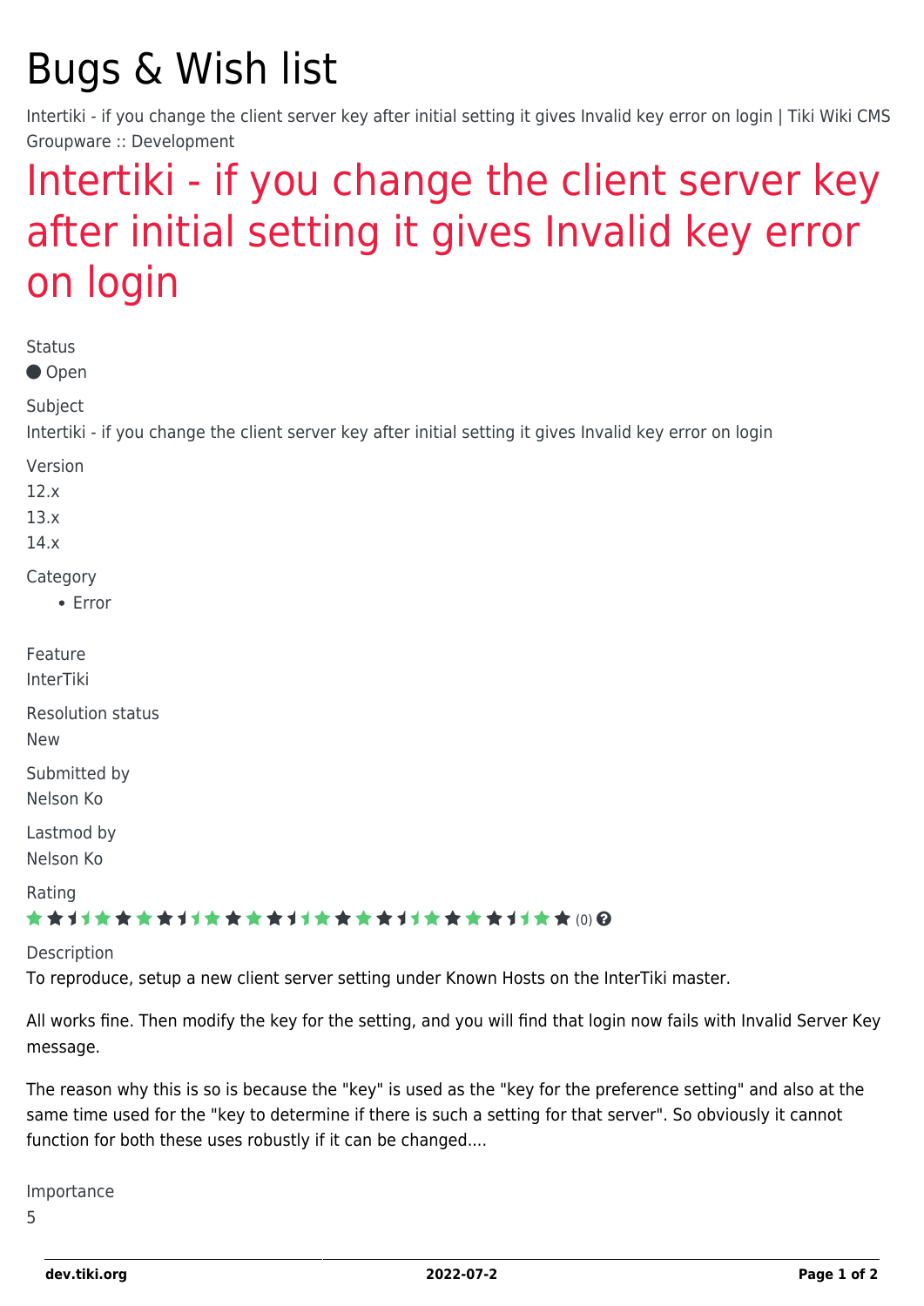# Bugs & Wish list

Intertiki - if you change the client server key after initial setting it gives Invalid key error on login | Tiki Wiki CMS Groupware :: Development

## Intertiki - if you change the client server key after initial setting it gives Invalid key error on login

Status

Open

Subject

Intertiki - if you change the client server key after initial setting it gives Invalid key error on login

Version

12.x

13.x

14.x

Category

- Error

Feature

InterTiki

Resolution status

New

Submitted by

Nelson Ko

Lastmod by

Nelson Ko

Rating

(0)

Description

To reproduce, setup a new client server setting under Known Hosts on the InterTiki master.

All works fine. Then modify the key for the setting, and you will find that login now fails with Invalid Server Key message.

The reason why this is so is because the "key" is used as the "key for the preference setting" and also at the same time used for the "key to determine if there is such a setting for that server". So obviously it cannot function for both these uses robustly if it can be changed....

Importance

5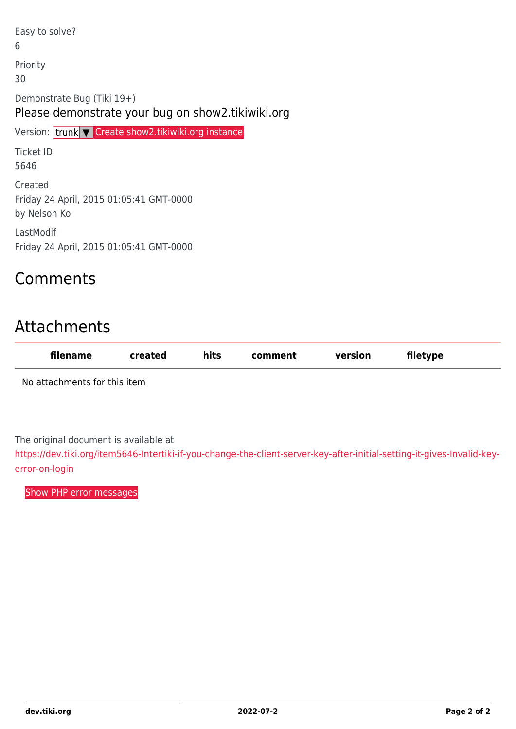Easy to solve?
6

Priority
30

Demonstrate Bug (Tiki 19+)

Please demonstrate your bug on show2.tikiwiki.org

Version: trunk ▼ Create show2.tikiwiki.org instance

Ticket ID
5646

Created
Friday 24 April, 2015 01:05:41 GMT-0000
by Nelson Ko

LastModif
Friday 24 April, 2015 01:05:41 GMT-0000

## Comments

## Attachments

| filename | created | hits | comment | version | filetype |
|---|---|---|---|---|---|
| No attachments for this item | | | | | |

The original document is available at https://dev.tiki.org/item5646-Intertiki-if-you-change-the-client-server-key-after-initial-setting-it-gives-Invalid-key-error-on-login

Show PHP error messages